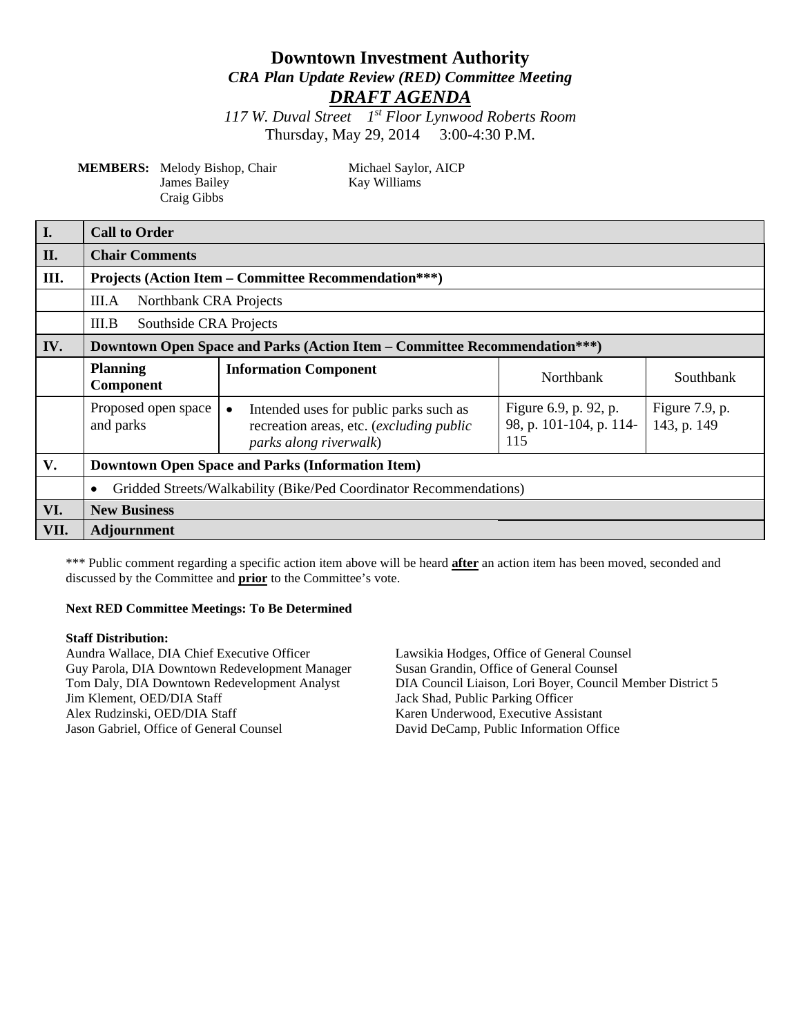# Downtown Investment Authority

### *CRA Plan Update Review (RED) Committee Meeting*

### ***DRAFT AGENDA***

*117 W. Duval Street 1st Floor Lynwood Roberts Room*

Thursday, May 29, 2014 3:00-4:30 P.M.

**MEMBERS:** Melody Bishop, Chair
James Bailey
Craig Gibbs
Michael Saylor, AICP
Kay Williams

| | | | | |
|---|---|---|---|---|
| **I.** | **Call to Order** | | | |
| **II.** | **Chair Comments** | | | |
| **III.** | **Projects (Action Item – Committee Recommendation\*\*\*)** | | | |
| | III.A Northbank CRA Projects | | | |
| | III.B Southside CRA Projects | | | |
| **IV.** | **Downtown Open Space and Parks (Action Item – Committee Recommendation\*\*\*)** | | | |
| | **Planning Component** | **Information Component** | Northbank | Southbank |
| | Proposed open space and parks | • Intended uses for public parks such as recreation areas, etc. (*excluding public parks along riverwalk*) | Figure 6.9, p. 92, p. 98, p. 101-104, p. 114-115 | Figure 7.9, p. 143, p. 149 |
| **V.** | **Downtown Open Space and Parks (Information Item)** | | | |
| | • Gridded Streets/Walkability (Bike/Ped Coordinator Recommendations) | | | |
| **VI.** | **New Business** | | | |
| **VII.** | **Adjournment** | | | |

*** Public comment regarding a specific action item above will be heard **after** an action item has been moved, seconded and discussed by the Committee and **prior** to the Committee's vote.

**Next RED Committee Meetings: To Be Determined**

**Staff Distribution:**
Aundra Wallace, DIA Chief Executive Officer
Guy Parola, DIA Downtown Redevelopment Manager
Tom Daly, DIA Downtown Redevelopment Analyst
Jim Klement, OED/DIA Staff
Alex Rudzinski, OED/DIA Staff
Jason Gabriel, Office of General Counsel
Lawsikia Hodges, Office of General Counsel
Susan Grandin, Office of General Counsel
DIA Council Liaison, Lori Boyer, Council Member District 5
Jack Shad, Public Parking Officer
Karen Underwood, Executive Assistant
David DeCamp, Public Information Office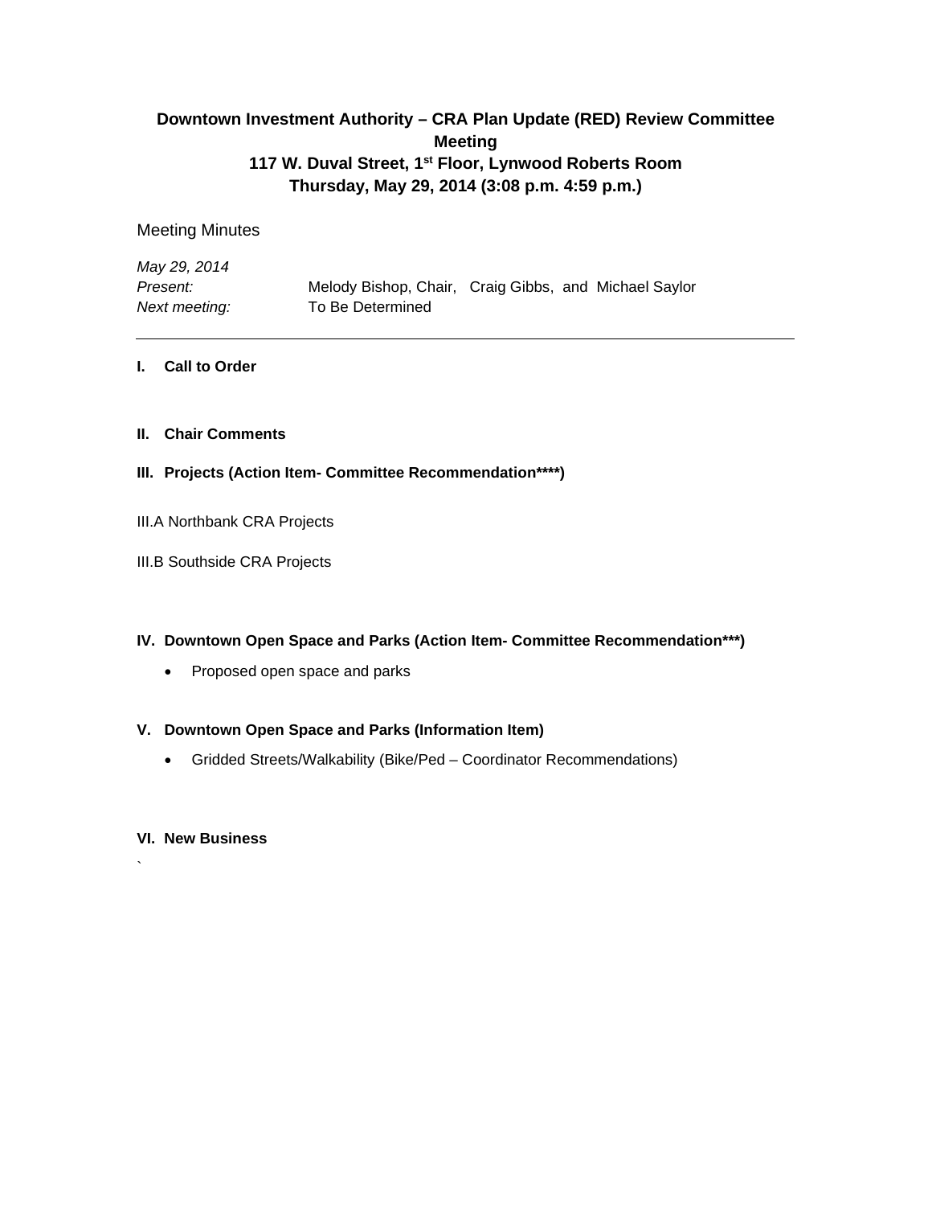## Downtown Investment Authority – CRA Plan Update (RED) Review Committee Meeting
## 117 W. Duval Street, 1st Floor, Lynwood Roberts Room
## Thursday, May 29, 2014 (3:08 p.m. 4:59 p.m.)

Meeting Minutes

*May 29, 2014*
*Present:* Melody Bishop, Chair, Craig Gibbs, and Michael Saylor
*Next meeting:* To Be Determined

---

**I. Call to Order**

**II. Chair Comments**

**III. Projects (Action Item- Committee Recommendation****)**

III.A Northbank CRA Projects

III.B Southside CRA Projects

**IV. Downtown Open Space and Parks (Action Item- Committee Recommendation***)**

- Proposed open space and parks

**V. Downtown Open Space and Parks (Information Item)**

- Gridded Streets/Walkability (Bike/Ped – Coordinator Recommendations)

**VI. New Business**

`